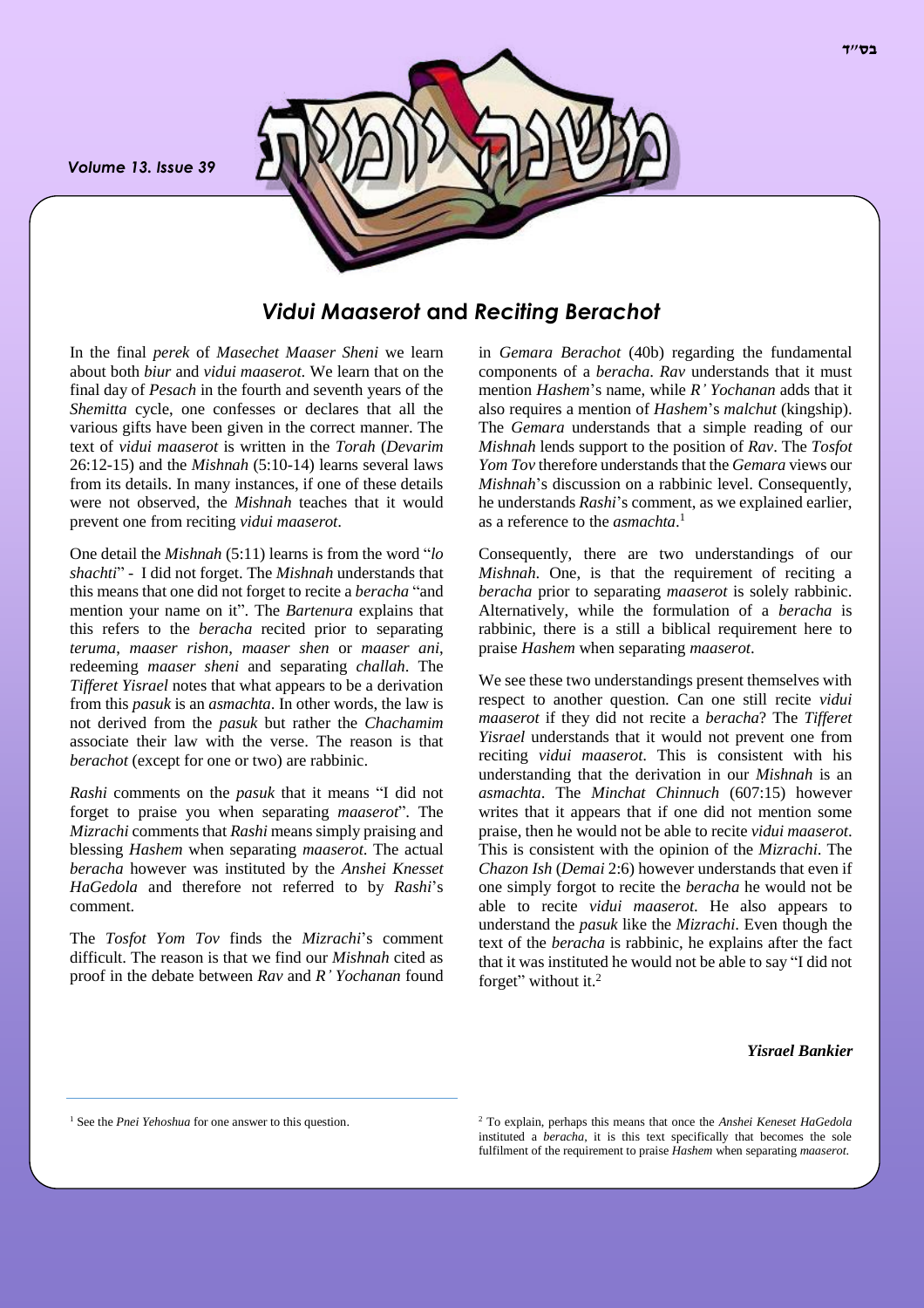# *Vidui Maaserot* and *Reciting Berachot*

In the final *perek* of *Masechet Maaser Sheni* we learn about both *biur* and *vidui maaserot*. We learn that on the final day of *Pesach* in the fourth and seventh years of the *Shemitta* cycle, one confesses or declares that all the various gifts have been given in the correct manner. The text of *vidui maaserot* is written in the *Torah* (*Devarim* 26:12-15) and the *Mishnah* (5:10-14) learns several laws from its details. In many instances, if one of these details were not observed, the *Mishnah* teaches that it would prevent one from reciting *vidui maaserot*.

One detail the *Mishnah* (5:11) learns is from the word "*lo shachti*" - I did not forget. The *Mishnah* understands that this means that one did not forget to recite a *beracha* "and mention your name on it". The *Bartenura* explains that this refers to the *beracha* recited prior to separating *teruma*, *maaser rishon*, *maaser shen* or *maaser ani*, redeeming *maaser sheni* and separating *challah*. The *Tifferet Yisrael* notes that what appears to be a derivation from this *pasuk* is an *asmachta*. In other words, the law is not derived from the *pasuk* but rather the *Chachamim* associate their law with the verse. The reason is that *berachot* (except for one or two) are rabbinic.

*Rashi* comments on the *pasuk* that it means "I did not forget to praise you when separating *maaserot*". The *Mizrachi* comments that *Rashi* means simply praising and blessing *Hashem* when separating *maaserot*. The actual *beracha* however was instituted by the *Anshei Knesset HaGedola* and therefore not referred to by *Rashi*'s comment.

The *Tosfot Yom Tov* finds the *Mizrachi*'s comment difficult. The reason is that we find our *Mishnah* cited as proof in the debate between *Rav* and *R' Yochanan* found in *Gemara Berachot* (40b) regarding the fundamental components of a *beracha*. *Rav* understands that it must mention *Hashem*'s name, while *R' Yochanan* adds that it also requires a mention of *Hashem*'s *malchut* (kingship). The *Gemara* understands that a simple reading of our *Mishnah* lends support to the position of *Rav*. The *Tosfot Yom Tov* therefore understands that the *Gemara* views our *Mishnah*'s discussion on a rabbinic level. Consequently, he understands *Rashi*'s comment, as we explained earlier, as a reference to the *asmachta*.[1]

Consequently, there are two understandings of our *Mishnah*. One, is that the requirement of reciting a *beracha* prior to separating *maaserot* is solely rabbinic. Alternatively, while the formulation of a *beracha* is rabbinic, there is a still a biblical requirement here to praise *Hashem* when separating *maaserot*.

We see these two understandings present themselves with respect to another question. Can one still recite *vidui maaserot* if they did not recite a *beracha*? The *Tifferet Yisrael* understands that it would not prevent one from reciting *vidui maaserot*. This is consistent with his understanding that the derivation in our *Mishnah* is an *asmachta*. The *Minchat Chinnuch* (607:15) however writes that it appears that if one did not mention some praise, then he would not be able to recite *vidui maaserot*. This is consistent with the opinion of the *Mizrachi*. The *Chazon Ish* (*Demai* 2:6) however understands that even if one simply forgot to recite the *beracha* he would not be able to recite *vidui maaserot*. He also appears to understand the *pasuk* like the *Mizrachi*. Even though the text of the *beracha* is rabbinic, he explains after the fact that it was instituted he would not be able to say "I did not forget" without it.[2]

***Yisrael Bankier***

---

[1] See the *Pnei Yehoshua* for one answer to this question.

[2] To explain, perhaps this means that once the *Anshei Keneset HaGedola* instituted a *beracha*, it is this text specifically that becomes the sole fulfilment of the requirement to praise *Hashem* when separating *maaserot*.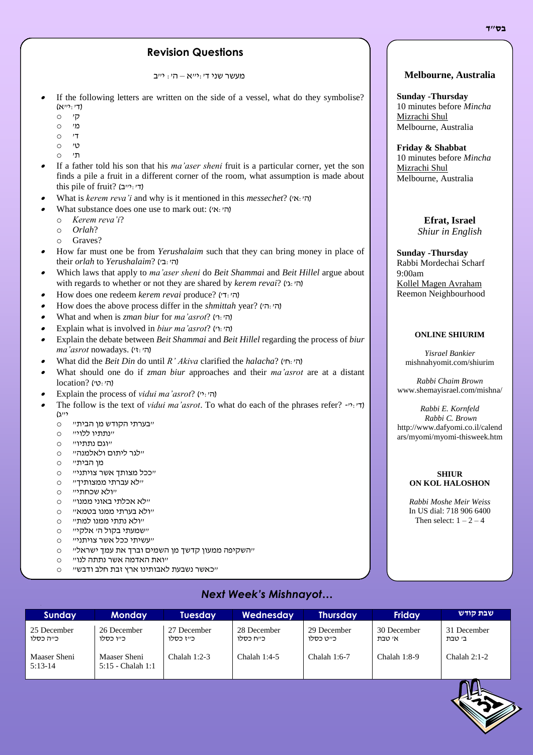## Revision Questions

מעשר שני ד׳:י״א – ה׳: י״ב

- If the following letters are written on the side of a vessel, what do they symbolise? (ד׳:י״א)
  - ק׳
  - מ׳
  - ד׳
  - ט׳
  - ת׳
- If a father told his son that his *ma'aser sheni* fruit is a particular corner, yet the son finds a pile a fruit in a different corner of the room, what assumption is made about this pile of fruit? (ד׳:י״ב)
- What is *kerem reva'i* and why is it mentioned in this *messechet*? (ה׳:א׳)
- What substance does one use to mark out: (ה׳:א׳)
  - *Kerem reva'i*?
  - *Orlah*?
  - Graves?
- How far must one be from *Yerushalaim* such that they can bring money in place of their *orlah* to *Yerushalaim*? (ה׳:ב׳)
- Which laws that apply to *ma'aser sheni* do *Beit Shammai* and *Beit Hillel* argue about with regards to whether or not they are shared by *kerem revai*? (ה׳:ג׳)
- How does one redeem *kerem revai* produce? (ה׳:ד׳)
- How does the above process differ in the *shmittah* year? (ה׳:ה׳)
- What and when is *zman biur* for *ma'asrot*? (ה׳:ו׳)
- Explain what is involved in *biur ma'asrot*? (ה׳:ו׳)
- Explain the debate between *Beit Shammai* and *Beit Hillel* regarding the process of *biur ma'asrot* nowadays. (ה׳:ז׳)
- What did the *Beit Din* do until *R' Akiva* clarified the *halacha*? (ה׳:ח׳)
- What should one do if *zman biur* approaches and their *ma'asrot* are at a distant location? (ה׳:ט׳)
- Explain the process of *vidui ma'asrot*? (ה׳:י׳)
- The follow is the text of *vidui ma'asrot*. To what do each of the phrases refer? (ד׳:י׳- י״ג)
  - ״בערתי הקודש מן הבית״
  - ״נתתיו ללוי״
  - ״וגם נתתיו״
  - ״לגר ליתום ולאלמנה״
  - מן הבית״
  - ״ככל מצותך אשר צויתני״
  - ״לא עברתי ממצותיך״
  - ״ולא שכחתי״
  - ״לא אכלתי באוני ממנו״
  - ״ולא בערתי ממנו בטמא״
  - ״ולא נתתי ממנו למת״
  - ״שמעתי בקול ה׳ אלקי״
  - ״עשיתי ככל אשר צויתני״
  - ״השקיפה ממעון קדשך מן השמים וברך את עמך ישראל״
  - ״ואת האדמה אשר נתתה לנו״
  - ״כאשר נשבעת לאבותינו ארץ זבת חלב ודבש״

### Melbourne, Australia

**Sunday -Thursday**
10 minutes before *Mincha*
Mizrachi Shul
Melbourne, Australia

**Friday & Shabbat**
10 minutes before *Mincha*
Mizrachi Shul
Melbourne, Australia

### Efrat, Israel

*Shiur in English*

**Sunday -Thursday**
Rabbi Mordechai Scharf
9:00am
Kollel Magen Avraham
Reemon Neighbourhood

#### ONLINE SHIURIM

*Yisrael Bankier*
mishnahyomit.com/shiurim

*Rabbi Chaim Brown*
www.shemayisrael.com/mishna/

*Rabbi E. Kornfeld*
*Rabbi C. Brown*
http://www.dafyomi.co.il/calendars/myomi/myomi-thisweek.htm

#### SHIUR ON KOL HALOSHON

*Rabbi Moshe Meir Weiss*
In US dial: 718 906 6400
Then select: 1 – 2 – 4

## Next Week's Mishnayot…

| Sunday | Monday | Tuesday | Wednesday | Thursday | Friday | שבת קודש |
|---|---|---|---|---|---|---|
| 25 December<br>כ״ה כסלו | 26 December<br>כ״ו כסלו | 27 December<br>כ״ז כסלו | 28 December<br>כ״ח כסלו | 29 December<br>כ״ט כסלו | 30 December<br>א׳ טבת | 31 December<br>ב׳ טבת |
| Maaser Sheni 5:13-14 | Maaser Sheni 5:15 - Chalah 1:1 | Chalah 1:2-3 | Chalah 1:4-5 | Chalah 1:6-7 | Chalah 1:8-9 | Chalah 2:1-2 |